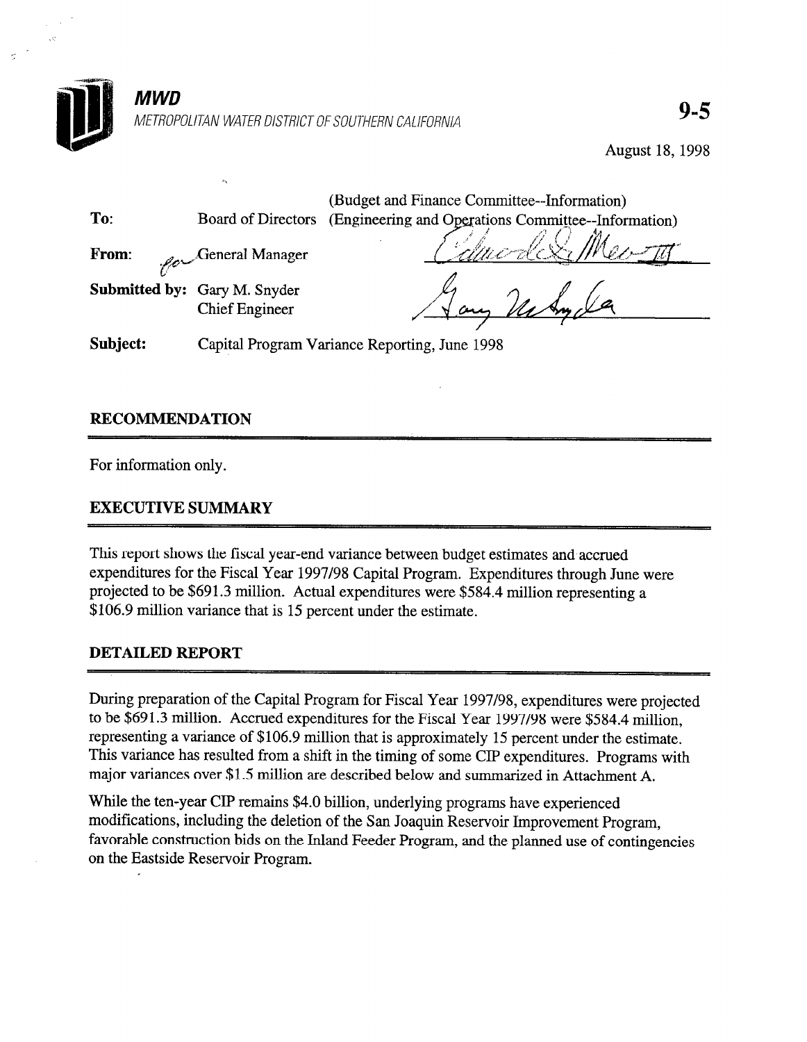**MWD**

*METROPOLITAN WATER DISTRICT OF SOUTHERN CALIFORNIA*

**9-5**

August 18, 1998

(Budget and Finance Committee--Information)

**To:** Board of Directors (Engineering and Operations Committee--Information)

**From:** General Manager

**Submitted by:** Gary M. Snyder, Chief Engineer

**Subject:** Capital Program Variance Reporting, June 1998

## RECOMMENDATION

For information only.

## EXECUTIVE SUMMARY

This report shows the fiscal year-end variance between budget estimates and accrued expenditures for the Fiscal Year 1997/98 Capital Program. Expenditures through June were projected to be $691.3 million. Actual expenditures were $584.4 million representing a $106.9 million variance that is 15 percent under the estimate.

## DETAILED REPORT

During preparation of the Capital Program for Fiscal Year 1997/98, expenditures were projected to be $691.3 million. Accrued expenditures for the Fiscal Year 1997/98 were $584.4 million, representing a variance of $106.9 million that is approximately 15 percent under the estimate. This variance has resulted from a shift in the timing of some CIP expenditures. Programs with major variances over $1.5 million are described below and summarized in Attachment A.

While the ten-year CIP remains $4.0 billion, underlying programs have experienced modifications, including the deletion of the San Joaquin Reservoir Improvement Program, favorable construction bids on the Inland Feeder Program, and the planned use of contingencies on the Eastside Reservoir Program.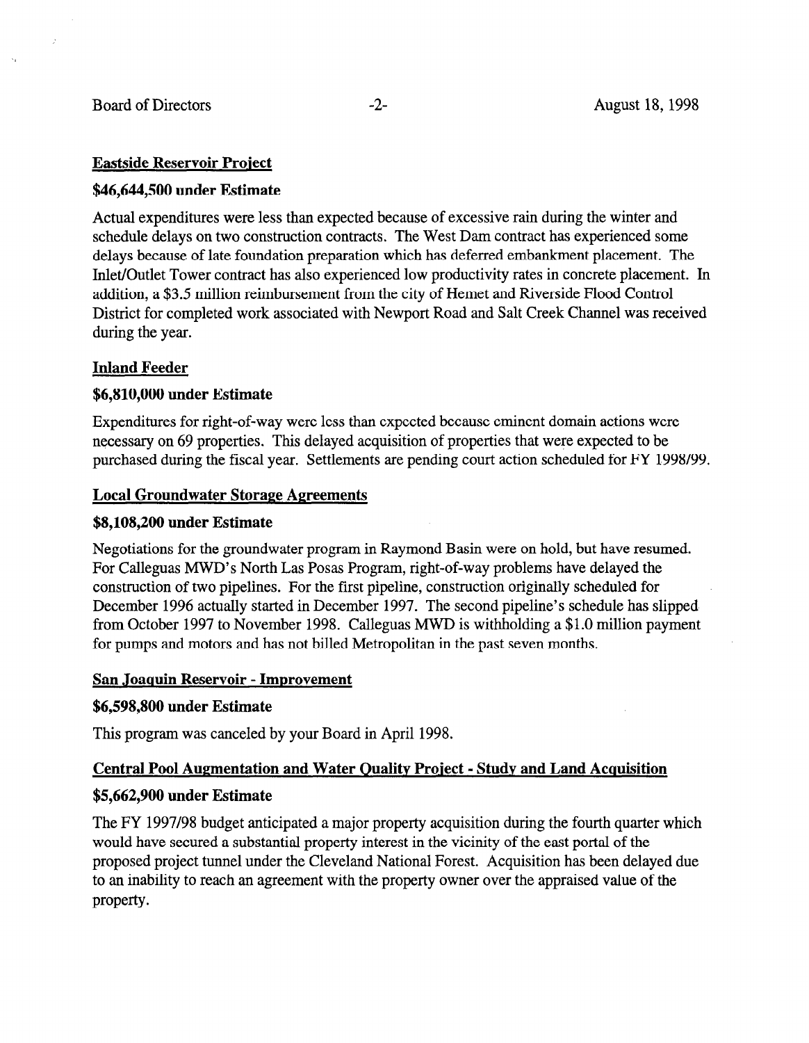## Eastside Reservoir Project

**$46,644,500 under Estimate**

Actual expenditures were less than expected because of excessive rain during the winter and schedule delays on two construction contracts. The West Dam contract has experienced some delays because of late foundation preparation which has deferred embankment placement. The Inlet/Outlet Tower contract has also experienced low productivity rates in concrete placement. In addition, a $3.5 million reimbursement from the city of Hemet and Riverside Flood Control District for completed work associated with Newport Road and Salt Creek Channel was received during the year.

## Inland Feeder

**$6,810,000 under Estimate**

Expenditures for right-of-way were less than expected because eminent domain actions were necessary on 69 properties. This delayed acquisition of properties that were expected to be purchased during the fiscal year. Settlements are pending court action scheduled for FY 1998/99.

## Local Groundwater Storage Agreements

**$8,108,200 under Estimate**

Negotiations for the groundwater program in Raymond Basin were on hold, but have resumed. For Calleguas MWD's North Las Posas Program, right-of-way problems have delayed the construction of two pipelines. For the first pipeline, construction originally scheduled for December 1996 actually started in December 1997. The second pipeline's schedule has slipped from October 1997 to November 1998. Calleguas MWD is withholding a $1.0 million payment for pumps and motors and has not billed Metropolitan in the past seven months.

## San Joaquin Reservoir - Improvement

**$6,598,800 under Estimate**

This program was canceled by your Board in April 1998.

## Central Pool Augmentation and Water Quality Project - Study and Land Acquisition

**$5,662,900 under Estimate**

The FY 1997/98 budget anticipated a major property acquisition during the fourth quarter which would have secured a substantial property interest in the vicinity of the east portal of the proposed project tunnel under the Cleveland National Forest. Acquisition has been delayed due to an inability to reach an agreement with the property owner over the appraised value of the property.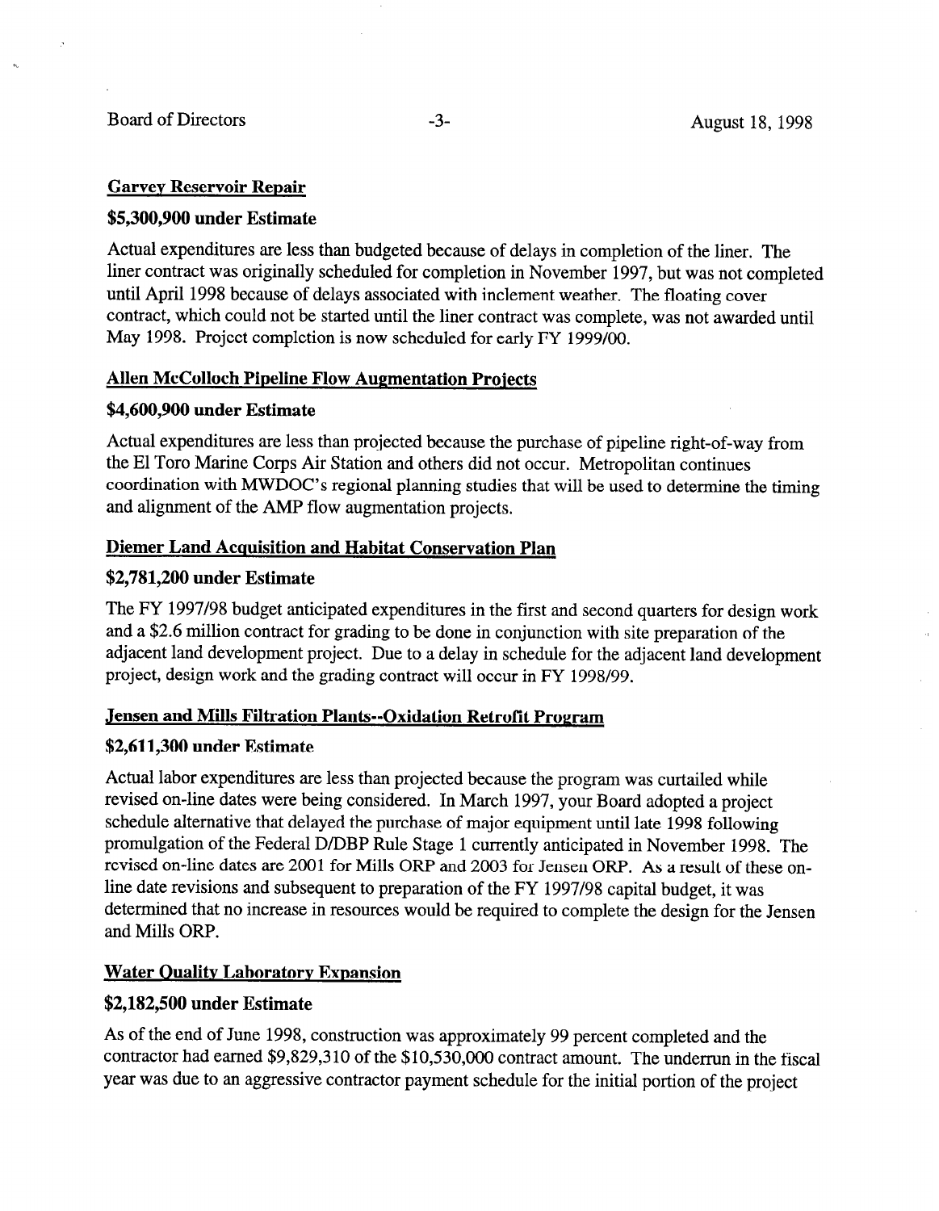## Garvey Reservoir Repair

**$5,300,900 under Estimate**

Actual expenditures are less than budgeted because of delays in completion of the liner. The liner contract was originally scheduled for completion in November 1997, but was not completed until April 1998 because of delays associated with inclement weather. The floating cover contract, which could not be started until the liner contract was complete, was not awarded until May 1998. Project completion is now scheduled for early FY 1999/00.

## Allen McColloch Pipeline Flow Augmentation Projects

**$4,600,900 under Estimate**

Actual expenditures are less than projected because the purchase of pipeline right-of-way from the El Toro Marine Corps Air Station and others did not occur. Metropolitan continues coordination with MWDOC's regional planning studies that will be used to determine the timing and alignment of the AMP flow augmentation projects.

## Diemer Land Acquisition and Habitat Conservation Plan

**$2,781,200 under Estimate**

The FY 1997/98 budget anticipated expenditures in the first and second quarters for design work and a $2.6 million contract for grading to be done in conjunction with site preparation of the adjacent land development project. Due to a delay in schedule for the adjacent land development project, design work and the grading contract will occur in FY 1998/99.

## Jensen and Mills Filtration Plants--Oxidation Retrofit Program

**$2,611,300 under Estimate**

Actual labor expenditures are less than projected because the program was curtailed while revised on-line dates were being considered. In March 1997, your Board adopted a project schedule alternative that delayed the purchase of major equipment until late 1998 following promulgation of the Federal D/DBP Rule Stage 1 currently anticipated in November 1998. The revised on-line dates are 2001 for Mills ORP and 2003 for Jensen ORP. As a result of these on-line date revisions and subsequent to preparation of the FY 1997/98 capital budget, it was determined that no increase in resources would be required to complete the design for the Jensen and Mills ORP.

## Water Quality Laboratory Expansion

**$2,182,500 under Estimate**

As of the end of June 1998, construction was approximately 99 percent completed and the contractor had earned $9,829,310 of the $10,530,000 contract amount. The underrun in the fiscal year was due to an aggressive contractor payment schedule for the initial portion of the project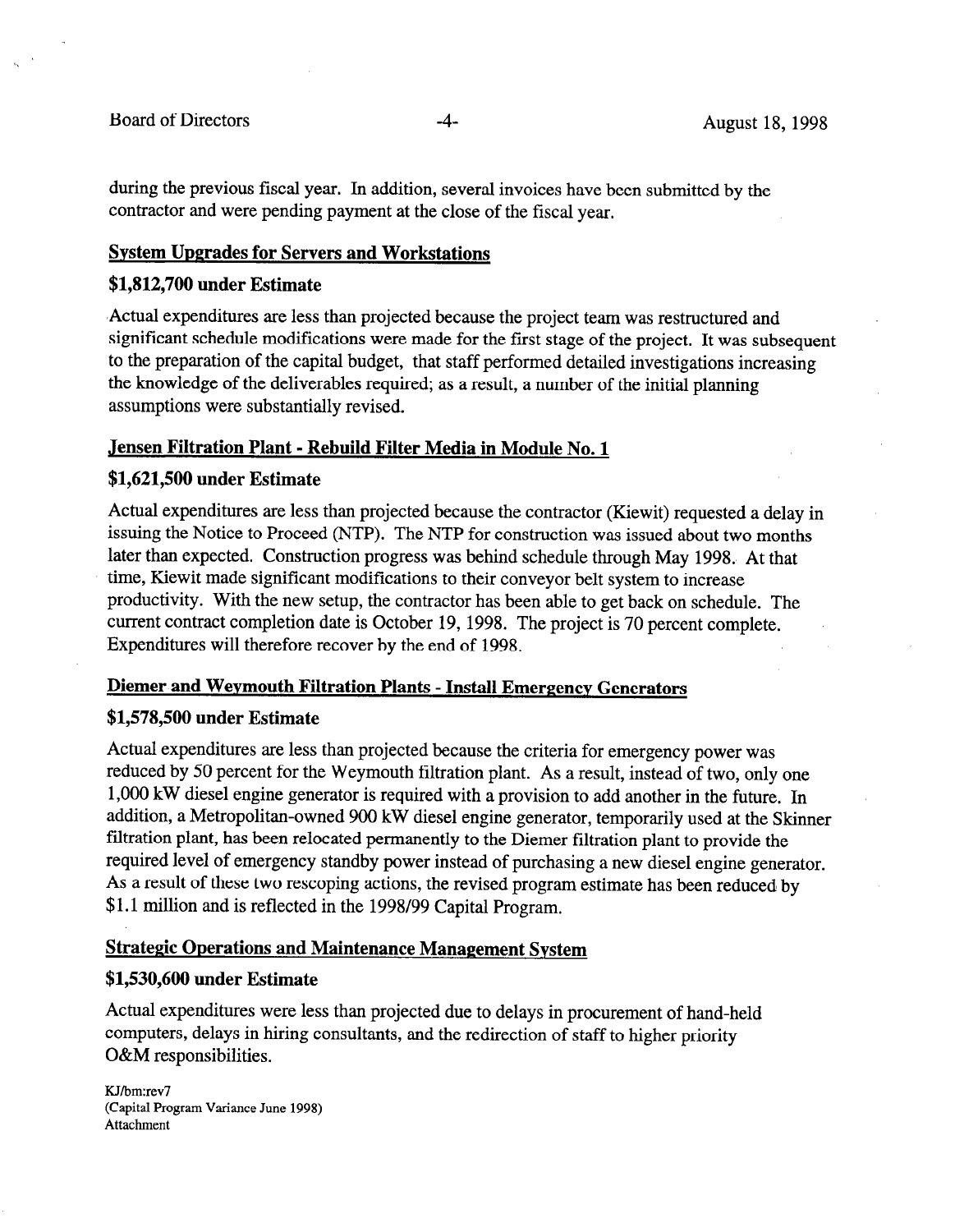during the previous fiscal year. In addition, several invoices have been submitted by the contractor and were pending payment at the close of the fiscal year.

## System Upgrades for Servers and Workstations

### $1,812,700 under Estimate

Actual expenditures are less than projected because the project team was restructured and significant schedule modifications were made for the first stage of the project. It was subsequent to the preparation of the capital budget, that staff performed detailed investigations increasing the knowledge of the deliverables required; as a result, a number of the initial planning assumptions were substantially revised.

## Jensen Filtration Plant - Rebuild Filter Media in Module No. 1

### $1,621,500 under Estimate

Actual expenditures are less than projected because the contractor (Kiewit) requested a delay in issuing the Notice to Proceed (NTP). The NTP for construction was issued about two months later than expected. Construction progress was behind schedule through May 1998. At that time, Kiewit made significant modifications to their conveyor belt system to increase productivity. With the new setup, the contractor has been able to get back on schedule. The current contract completion date is October 19, 1998. The project is 70 percent complete. Expenditures will therefore recover by the end of 1998.

## Diemer and Weymouth Filtration Plants - Install Emergency Generators

### $1,578,500 under Estimate

Actual expenditures are less than projected because the criteria for emergency power was reduced by 50 percent for the Weymouth filtration plant. As a result, instead of two, only one 1,000 kW diesel engine generator is required with a provision to add another in the future. In addition, a Metropolitan-owned 900 kW diesel engine generator, temporarily used at the Skinner filtration plant, has been relocated permanently to the Diemer filtration plant to provide the required level of emergency standby power instead of purchasing a new diesel engine generator. As a result of these two rescoping actions, the revised program estimate has been reduced by $1.1 million and is reflected in the 1998/99 Capital Program.

## Strategic Operations and Maintenance Management System

### $1,530,600 under Estimate

Actual expenditures were less than projected due to delays in procurement of hand-held computers, delays in hiring consultants, and the redirection of staff to higher priority O&M responsibilities.

KJ/bm:rev7
(Capital Program Variance June 1998)
Attachment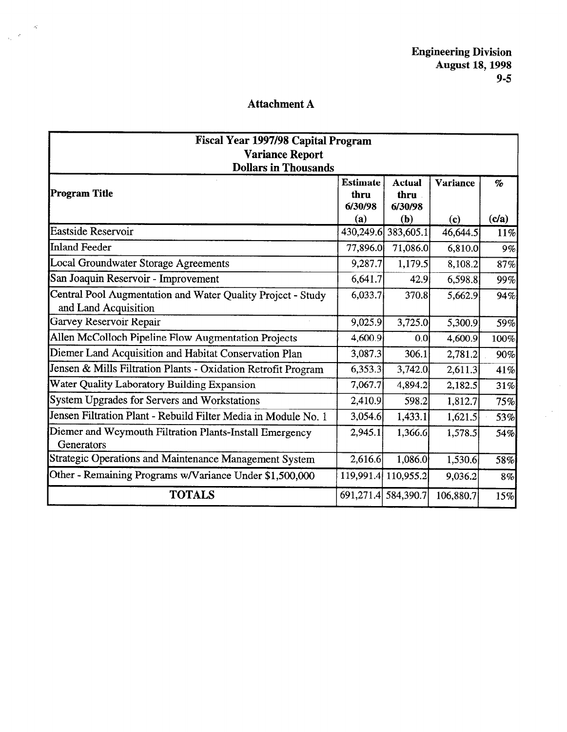Engineering Division
August 18, 1998
9-5

## Attachment A

| Fiscal Year 1997/98 Capital Program<br>Variance Report<br>Dollars in Thousands | | | | |
|---|---|---|---|---|
| **Program Title** | **Estimate thru 6/30/98 (a)** | **Actual thru 6/30/98 (b)** | **Variance (c)** | **% (c/a)** |
| Eastside Reservoir | 430,249.6 | 383,605.1 | 46,644.5 | 11% |
| Inland Feeder | 77,896.0 | 71,086.0 | 6,810.0 | 9% |
| Local Groundwater Storage Agreements | 9,287.7 | 1,179.5 | 8,108.2 | 87% |
| San Joaquin Reservoir - Improvement | 6,641.7 | 42.9 | 6,598.8 | 99% |
| Central Pool Augmentation and Water Quality Projcct - Study and Land Acquisition | 6,033.7 | 370.8 | 5,662.9 | 94% |
| Garvey Reservoir Repair | 9,025.9 | 3,725.0 | 5,300.9 | 59% |
| Allen McColloch Pipeline Flow Augmentation Projects | 4,600.9 | 0.0 | 4,600.9 | 100% |
| Diemer Land Acquisition and Habitat Conservation Plan | 3,087.3 | 306.1 | 2,781.2 | 90% |
| Jensen & Mills Filtration Plants - Oxidation Retrofit Program | 6,353.3 | 3,742.0 | 2,611.3 | 41% |
| Water Quality Laboratory Building Expansion | 7,067.7 | 4,894.2 | 2,182.5 | 31% |
| System Upgrades for Servers and Workstations | 2,410.9 | 598.2 | 1,812.7 | 75% |
| Jensen Filtration Plant - Rebuild Filter Media in Module No. 1 | 3,054.6 | 1,433.1 | 1,621.5 | 53% |
| Diemer and Weymouth Filtration Plants-Install Emergency Generators | 2,945.1 | 1,366.6 | 1,578.5 | 54% |
| Strategic Operations and Maintenance Management System | 2,616.6 | 1,086.0 | 1,530.6 | 58% |
| Other - Remaining Programs w/Variance Under $1,500,000 | 119,991.4 | 110,955.2 | 9,036.2 | 8% |
| **TOTALS** | 691,271.4 | 584,390.7 | 106,880.7 | 15% |